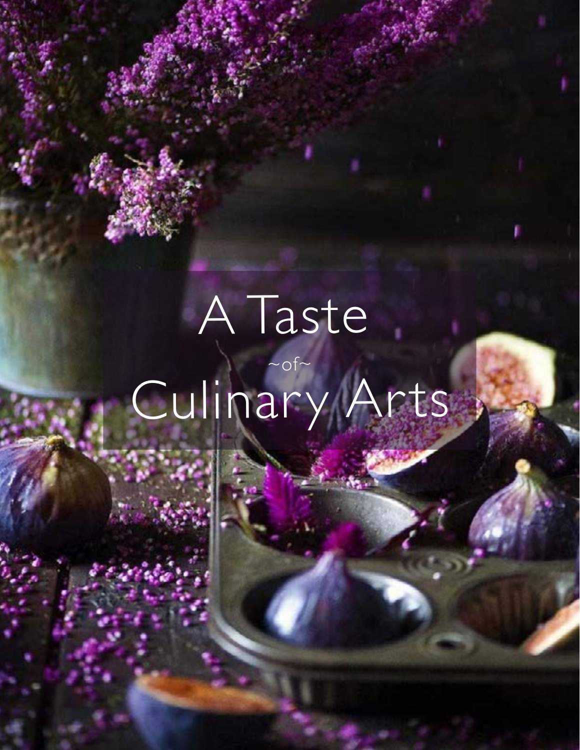# A Taste
~of~
# Culinary Arts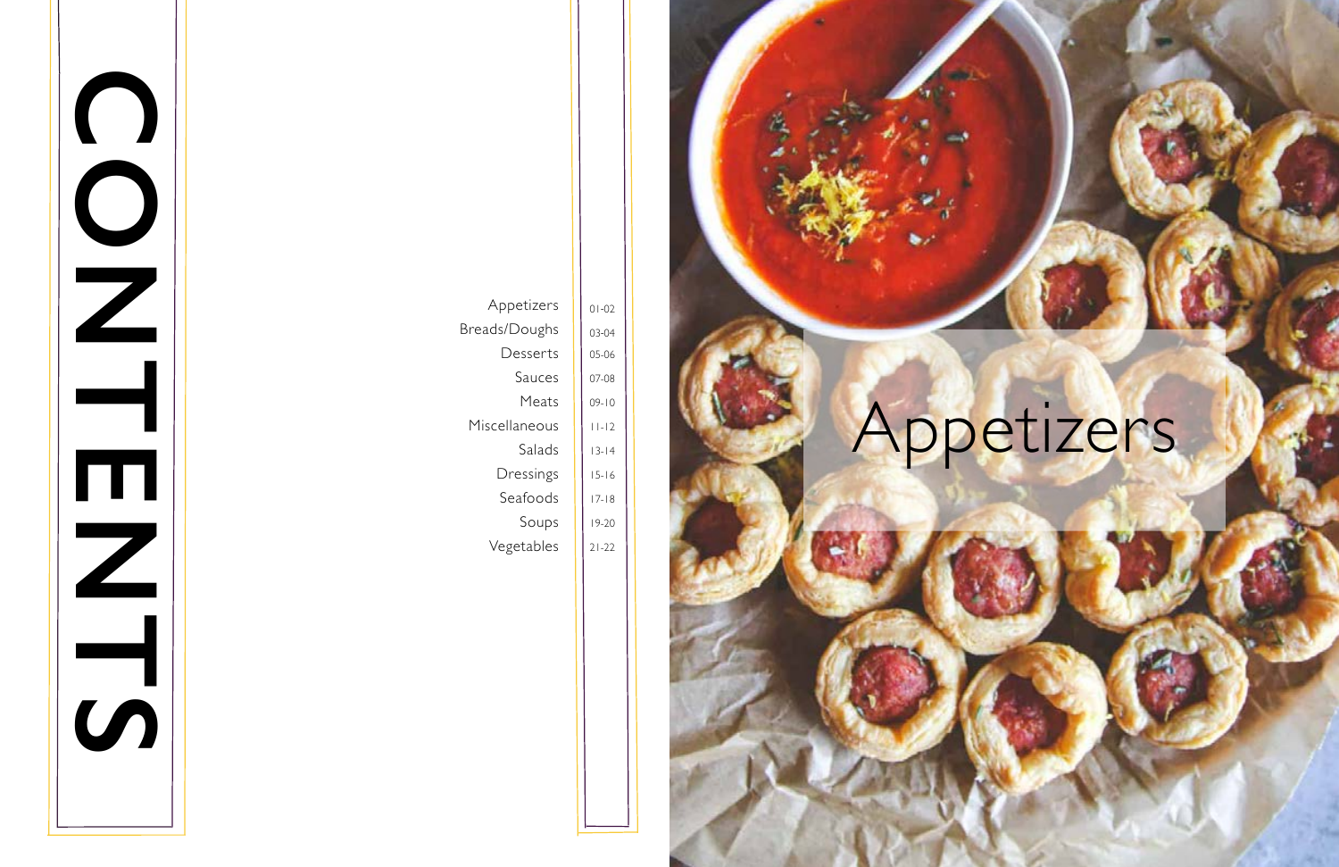# CONTENTS

| | |
|---|---|
| Appetizers | 01-02 |
| Breads/Doughs | 03-04 |
| Desserts | 05-06 |
| Sauces | 07-08 |
| Meats | 09-10 |
| Miscellaneous | 11-12 |
| Salads | 13-14 |
| Dressings | 15-16 |
| Seafoods | 17-18 |
| Soups | 19-20 |
| Vegetables | 21-22 |

# Appetizers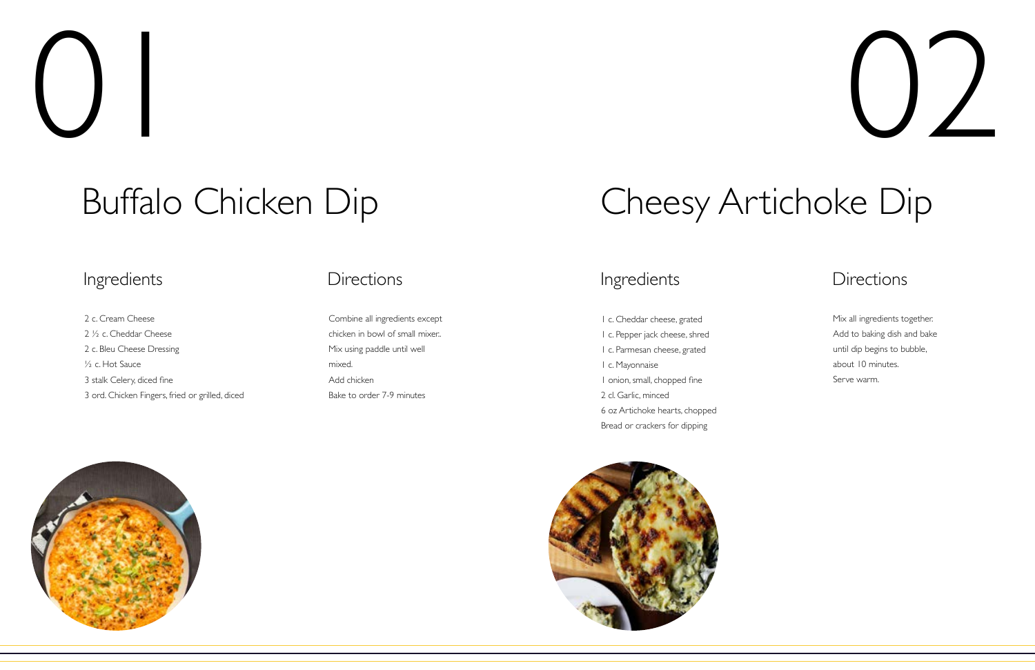# 01

## Buffalo Chicken Dip

### Ingredients

2 c. Cream Cheese
2 ½ c. Cheddar Cheese
2 c. Bleu Cheese Dressing
½ c. Hot Sauce
3 stalk Celery, diced fine
3 ord. Chicken Fingers, fried or grilled, diced

### Directions

Combine all ingredients except chicken in bowl of small mixer.. Mix using paddle until well mixed.
Add chicken
Bake to order 7-9 minutes

# 02

## Cheesy Artichoke Dip

### Ingredients

1 c. Cheddar cheese, grated
1 c. Pepper jack cheese, shred
1 c. Parmesan cheese, grated
1 c. Mayonnaise
1 onion, small, chopped fine
2 cl. Garlic, minced
6 oz Artichoke hearts, chopped
Bread or crackers for dipping

### Directions

Mix all ingredients together. Add to baking dish and bake until dip begins to bubble, about 10 minutes.
Serve warm.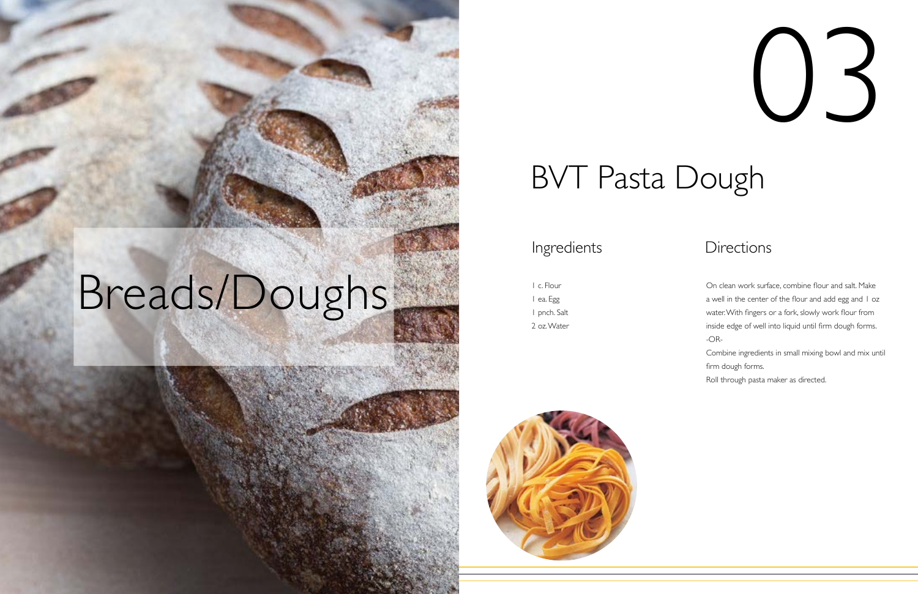# Breads/Doughs

# 03

## BVT Pasta Dough

### Ingredients

1 c. Flour
1 ea. Egg
1 pnch. Salt
2 oz. Water

### Directions

On clean work surface, combine flour and salt. Make a well in the center of the flour and add egg and 1 oz water. With fingers or a fork, slowly work flour from inside edge of well into liquid until firm dough forms.

-OR-

Combine ingredients in small mixing bowl and mix until firm dough forms.

Roll through pasta maker as directed.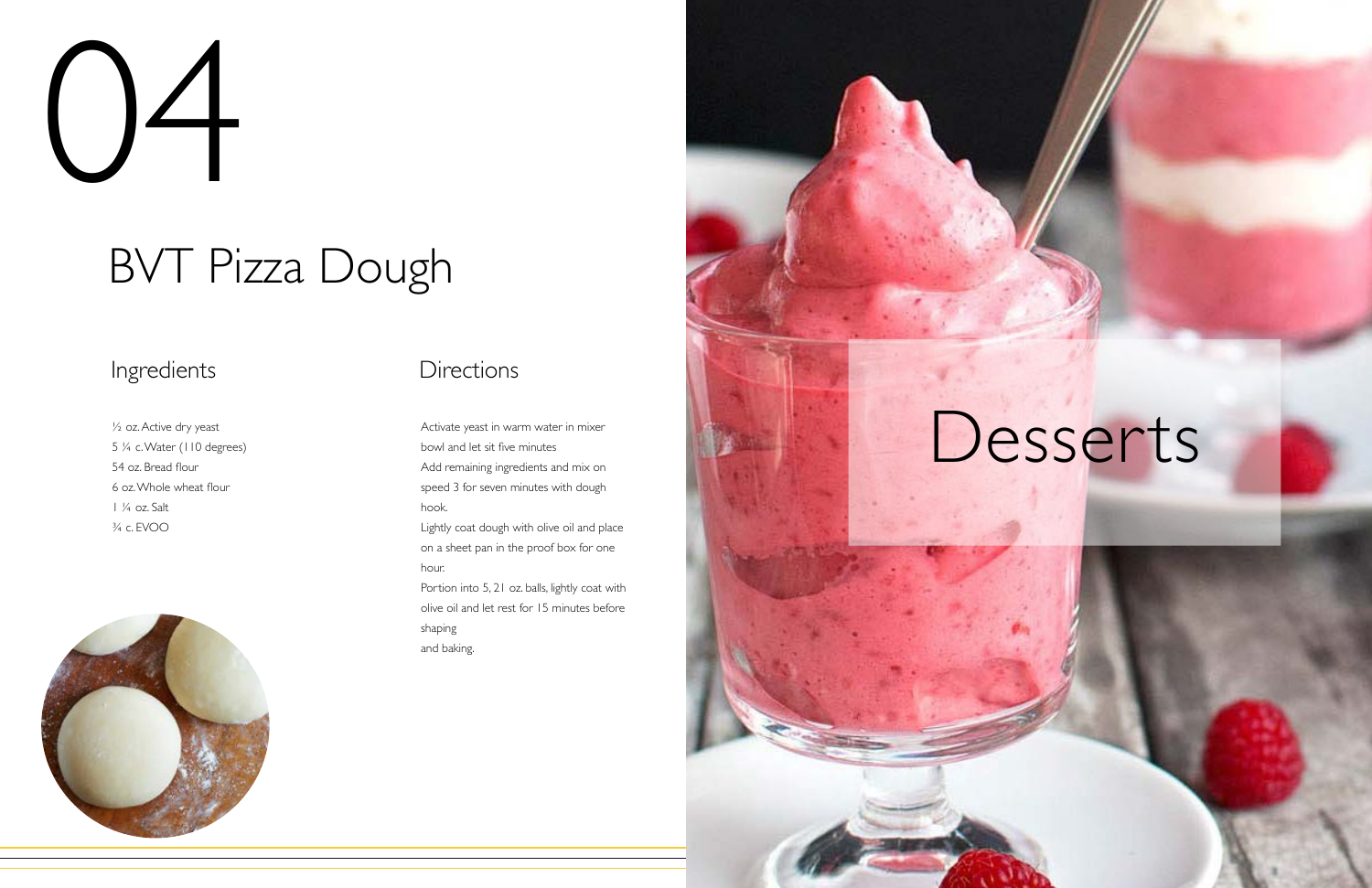# 04

## BVT Pizza Dough

### Ingredients

½ oz. Active dry yeast
5 ¼ c. Water (110 degrees)
54 oz. Bread flour
6 oz. Whole wheat flour
1 ¼ oz. Salt
¾ c. EVOO

### Directions

Activate yeast in warm water in mixer bowl and let sit five minutes
Add remaining ingredients and mix on speed 3 for seven minutes with dough hook.
Lightly coat dough with olive oil and place on a sheet pan in the proof box for one hour.
Portion into 5, 21 oz. balls, lightly coat with olive oil and let rest for 15 minutes before shaping
and baking.

# Desserts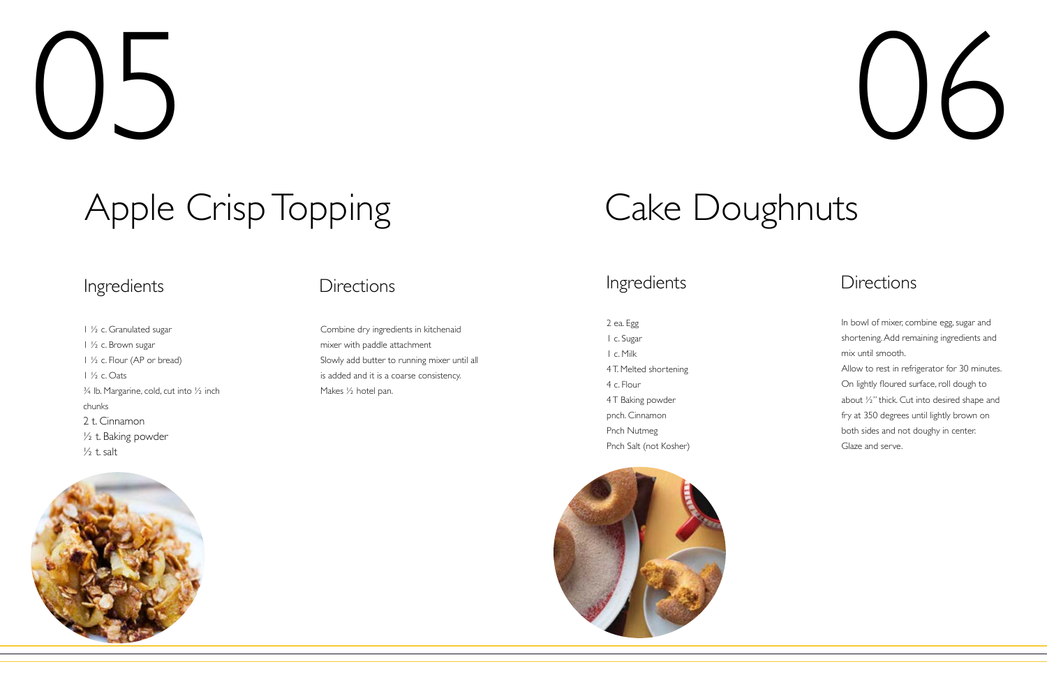# 05

## Apple Crisp Topping

### Ingredients

1 ½ c. Granulated sugar
1 ½ c. Brown sugar
1 ½ c. Flour (AP or bread)
1 ½ c. Oats
¾ lb. Margarine, cold, cut into ½ inch chunks
2 t. Cinnamon
½ t. Baking powder
½ t. salt

### Directions

Combine dry ingredients in kitchenaid mixer with paddle attachment
Slowly add butter to running mixer until all is added and it is a coarse consistency.
Makes ½ hotel pan.

# 06

## Cake Doughnuts

### Ingredients

2 ea. Egg
1 c. Sugar
1 c. Milk
4 T. Melted shortening
4 c. Flour
4 T Baking powder
pnch. Cinnamon
Pnch Nutmeg
Pnch Salt (not Kosher)

### Directions

In bowl of mixer, combine egg, sugar and shortening. Add remaining ingredients and mix until smooth.
Allow to rest in refrigerator for 30 minutes.
On lightly floured surface, roll dough to about ½" thick. Cut into desired shape and fry at 350 degrees until lightly brown on both sides and not doughy in center.
Glaze and serve.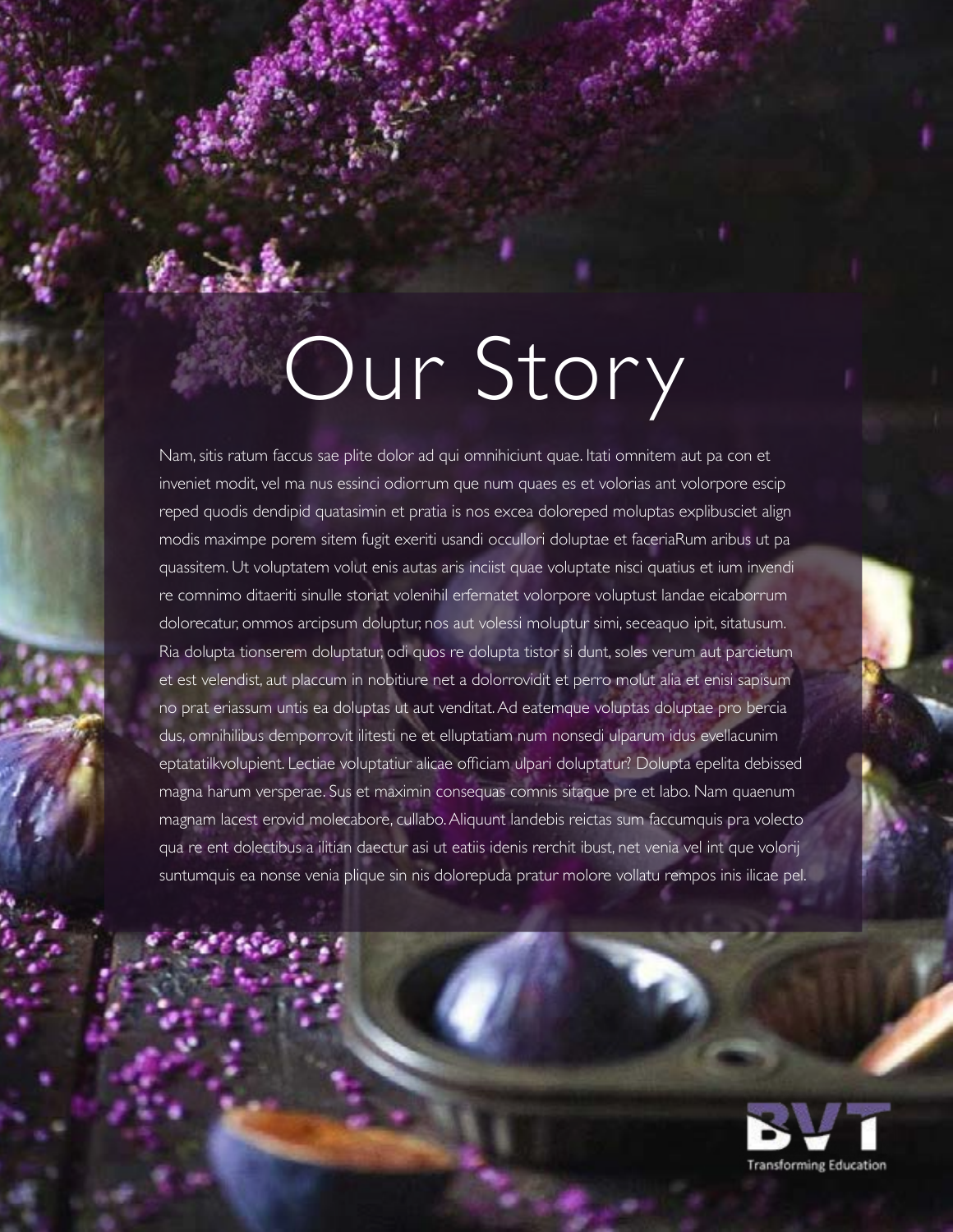# Our Story

Nam, sitis ratum faccus sae plite dolor ad qui omnihiciunt quae. Itati omnitem aut pa con et inveniet modit, vel ma nus essinci odiorrum que num quaes es et volorias ant volorpore escip reped quodis dendipid quatasimin et pratia is nos excea doloreped moluptas explibusciet align modis maximpe porem sitem fugit exeriti usandi occullori doluptae et faceriaRum aribus ut pa quassitem. Ut voluptatem volut enis autas aris inciist quae voluptate nisci quatius et ium invendi re comnimo ditaeriti sinulle storiat volenihil erfernatet volorpore voluptust landae eicaborrum dolorecatur, ommos arcipsum doluptur, nos aut volessi moluptur simi, seceaquo ipit, sitatusum. Ria dolupta tionserem doluptatur, odi quos re dolupta tistor si dunt, soles verum aut parcietum et est velendist, aut placcum in nobitiure net a dolorrovidit et perro molut alia et enisi sapisum no prat eriassum untis ea doluptas ut aut venditat. Ad eatemque voluptas doluptae pro bercia dus, omnihilibus demporrovit ilitesti ne et elluptatiam num nonsedi ulparum idus evellacunim eptatatilkvolupient. Lectiae voluptatiur alicae officiam ulpari doluptatur? Dolupta epelita debissed magna harum versperae. Sus et maximin consequas comnis sitaque pre et labo. Nam quaenum magnam lacest erovid molecabore, cullabo. Aliquunt landebis reictas sum faccumquis pra volecto qua re ent dolectibus a ilitian daectur asi ut eatiis idenis rerchit ibust, net venia vel int que volorij suntumquis ea nonse venia plique sin nis dolorepuda pratur molore vollatu rempos inis ilicae pel.

BVT
Transforming Education